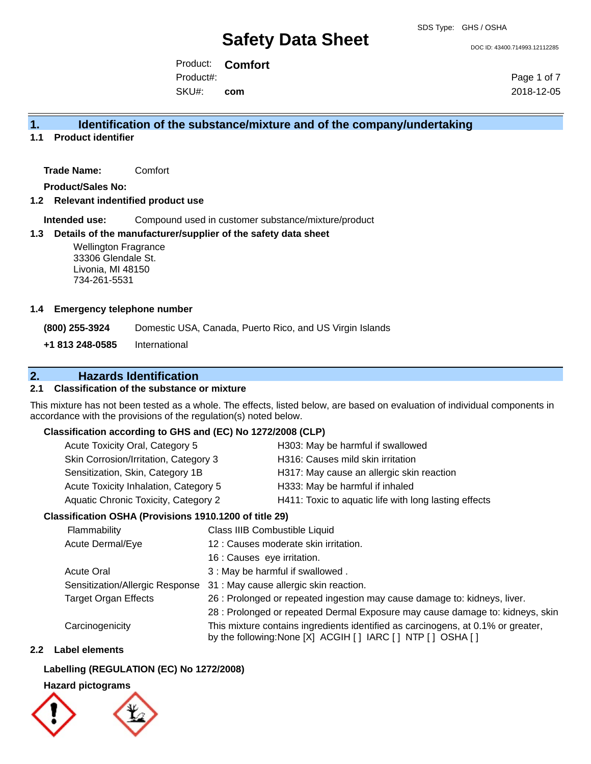SDS Type: GHS / OSHA

# Safety Data Sheet

DOC ID: 43400.714993.12112285

Product: **Comfort**
Product#:
SKU#: **com**

2018-12-05

## 1. Identification of the substance/mixture and of the company/undertaking

### 1.1 Product identifier

**Trade Name:** Comfort

**Product/Sales No:**

### 1.2 Relevant indentified product use

**Intended use:** Compound used in customer substance/mixture/product

### 1.3 Details of the manufacturer/supplier of the safety data sheet

Wellington Fragrance
33306 Glendale St.
Livonia, MI 48150
734-261-5531

### 1.4 Emergency telephone number

| | |
|---|---|
| **(800) 255-3924** | Domestic USA, Canada, Puerto Rico, and US Virgin Islands |
| **+1 813 248-0585** | International |

## 2. Hazards Identification

### 2.1 Classification of the substance or mixture

This mixture has not been tested as a whole. The effects, listed below, are based on evaluation of individual components in accordance with the provisions of the regulation(s) noted below.

**Classification according to GHS and (EC) No 1272/2008 (CLP)**

| | |
|---|---|
| Acute Toxicity Oral, Category 5 | H303: May be harmful if swallowed |
| Skin Corrosion/Irritation, Category 3 | H316: Causes mild skin irritation |
| Sensitization, Skin, Category 1B | H317: May cause an allergic skin reaction |
| Acute Toxicity Inhalation, Category 5 | H333: May be harmful if inhaled |
| Aquatic Chronic Toxicity, Category 2 | H411: Toxic to aquatic life with long lasting effects |

**Classification OSHA (Provisions 1910.1200 of title 29)**

| | |
|---|---|
| Flammability | Class IIIB Combustible Liquid |
| Acute Dermal/Eye | 12 : Causes moderate skin irritation. |
| | 16 : Causes eye irritation. |
| Acute Oral | 3 : May be harmful if swallowed . |
| Sensitization/Allergic Response | 31 : May cause allergic skin reaction. |
| Target Organ Effects | 26 : Prolonged or repeated ingestion may cause damage to: kidneys, liver. |
| | 28 : Prolonged or repeated Dermal Exposure may cause damage to: kidneys, skin |
| Carcinogenicity | This mixture contains ingredients identified as carcinogens, at 0.1% or greater, by the following:None [X] ACGIH [ ] IARC [ ] NTP [ ] OSHA [ ] |

### 2.2 Label elements

**Labelling (REGULATION (EC) No 1272/2008)**

**Hazard pictograms**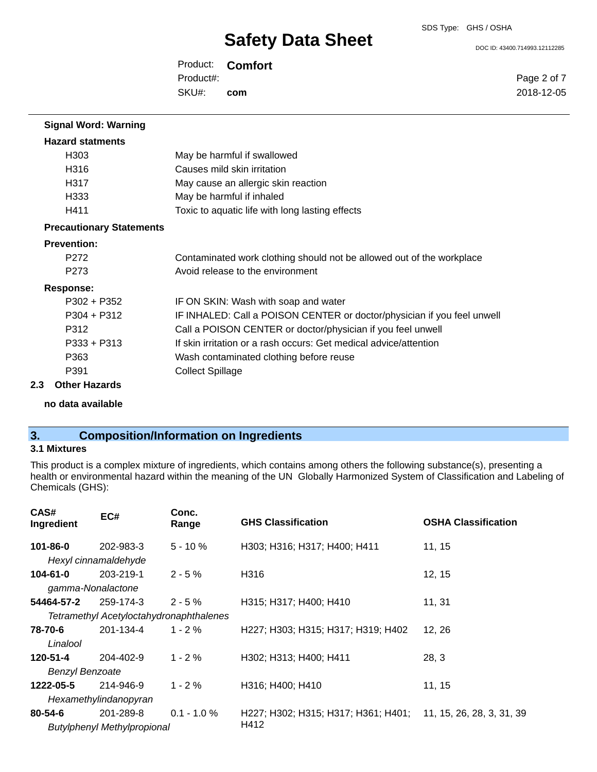**Signal Word: Warning**

**Hazard statments**

| | |
|---|---|
| H303 | May be harmful if swallowed |
| H316 | Causes mild skin irritation |
| H317 | May cause an allergic skin reaction |
| H333 | May be harmful if inhaled |
| H411 | Toxic to aquatic life with long lasting effects |

**Precautionary Statements**

**Prevention:**

| | |
|---|---|
| P272 | Contaminated work clothing should not be allowed out of the workplace |
| P273 | Avoid release to the environment |

**Response:**

| | |
|---|---|
| P302 + P352 | IF ON SKIN: Wash with soap and water |
| P304 + P312 | IF INHALED: Call a POISON CENTER or doctor/physician if you feel unwell |
| P312 | Call a POISON CENTER or doctor/physician if you feel unwell |
| P333 + P313 | If skin irritation or a rash occurs: Get medical advice/attention |
| P363 | Wash contaminated clothing before reuse |
| P391 | Collect Spillage |

**2.3 Other Hazards**

**no data available**

## 3. Composition/Information on Ingredients

### 3.1 Mixtures

This product is a complex mixture of ingredients, which contains among others the following substance(s), presenting a health or environmental hazard within the meaning of the UN Globally Harmonized System of Classification and Labeling of Chemicals (GHS):

| CAS# Ingredient | EC# | Conc. Range | GHS Classification | OSHA Classification |
|---|---|---|---|---|
| **101-86-0** *Hexyl cinnamaldehyde* | 202-983-3 | 5 - 10 % | H303; H316; H317; H400; H411 | 11, 15 |
| **104-61-0** *gamma-Nonalactone* | 203-219-1 | 2 - 5 % | H316 | 12, 15 |
| **54464-57-2** *Tetramethyl Acetyloctahydronaphthalenes* | 259-174-3 | 2 - 5 % | H315; H317; H400; H410 | 11, 31 |
| **78-70-6** *Linalool* | 201-134-4 | 1 - 2 % | H227; H303; H315; H317; H319; H402 | 12, 26 |
| **120-51-4** *Benzyl Benzoate* | 204-402-9 | 1 - 2 % | H302; H313; H400; H411 | 28, 3 |
| **1222-05-5** *Hexamethylindanopyran* | 214-946-9 | 1 - 2 % | H316; H400; H410 | 11, 15 |
| **80-54-6** *Butylphenyl Methylpropional* | 201-289-8 | 0.1 - 1.0 % | H227; H302; H315; H317; H361; H401; H412 | 11, 15, 26, 28, 3, 31, 39 |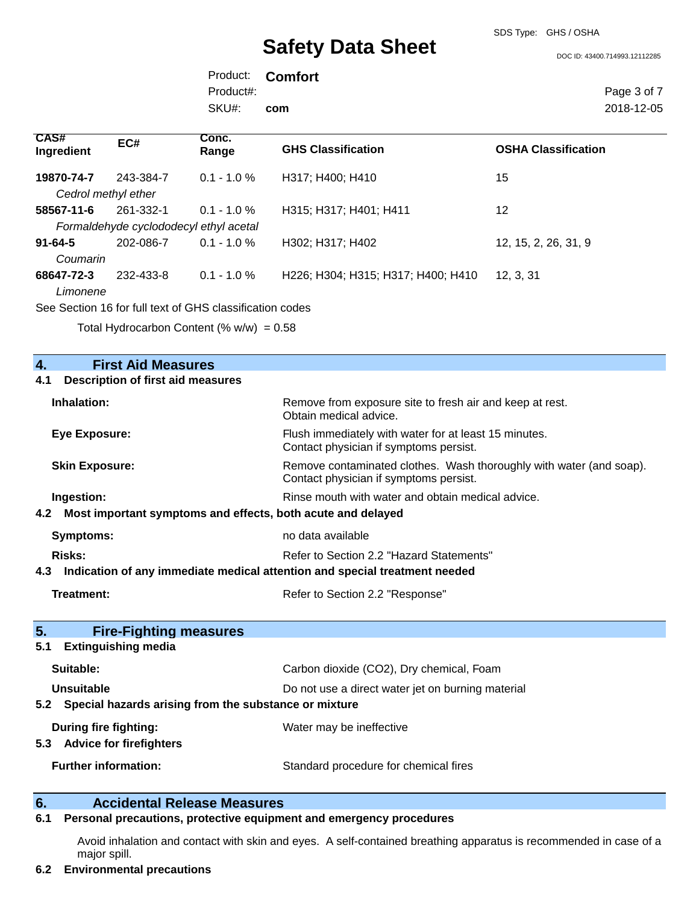| CAS# Ingredient | EC# | Conc. Range | GHS Classification | OSHA Classification |
|---|---|---|---|---|
| **19870-74-7** | 243-384-7 | 0.1 - 1.0 % | H317; H400; H410 | 15 |
| *Cedrol methyl ether* | | | | |
| **58567-11-6** | 261-332-1 | 0.1 - 1.0 % | H315; H317; H401; H411 | 12 |
| *Formaldehyde cyclododecyl ethyl acetal* | | | | |
| **91-64-5** | 202-086-7 | 0.1 - 1.0 % | H302; H317; H402 | 12, 15, 2, 26, 31, 9 |
| *Coumarin* | | | | |
| **68647-72-3** | 232-433-8 | 0.1 - 1.0 % | H226; H304; H315; H317; H400; H410 | 12, 3, 31 |
| *Limonene* | | | | |

See Section 16 for full text of GHS classification codes

Total Hydrocarbon Content (% w/w) = 0.58

## 4. First Aid Measures

### 4.1 Description of first aid measures

**Inhalation:** Remove from exposure site to fresh air and keep at rest. Obtain medical advice.

**Eye Exposure:** Flush immediately with water for at least 15 minutes. Contact physician if symptoms persist.

**Skin Exposure:** Remove contaminated clothes. Wash thoroughly with water (and soap). Contact physician if symptoms persist.

**Ingestion:** Rinse mouth with water and obtain medical advice.

### 4.2 Most important symptoms and effects, both acute and delayed

**Symptoms:** no data available

**Risks:** Refer to Section 2.2 "Hazard Statements"

### 4.3 Indication of any immediate medical attention and special treatment needed

**Treatment:** Refer to Section 2.2 "Response"

## 5. Fire-Fighting measures

### 5.1 Extinguishing media

**Suitable:** Carbon dioxide ($CO_2$), Dry chemical, Foam

**Unsuitable** Do not use a direct water jet on burning material

### 5.2 Special hazards arising from the substance or mixture

**During fire fighting:** Water may be ineffective

### 5.3 Advice for firefighters

**Further information:** Standard procedure for chemical fires

## 6. Accidental Release Measures

### 6.1 Personal precautions, protective equipment and emergency procedures

Avoid inhalation and contact with skin and eyes. A self-contained breathing apparatus is recommended in case of a major spill.

### 6.2 Environmental precautions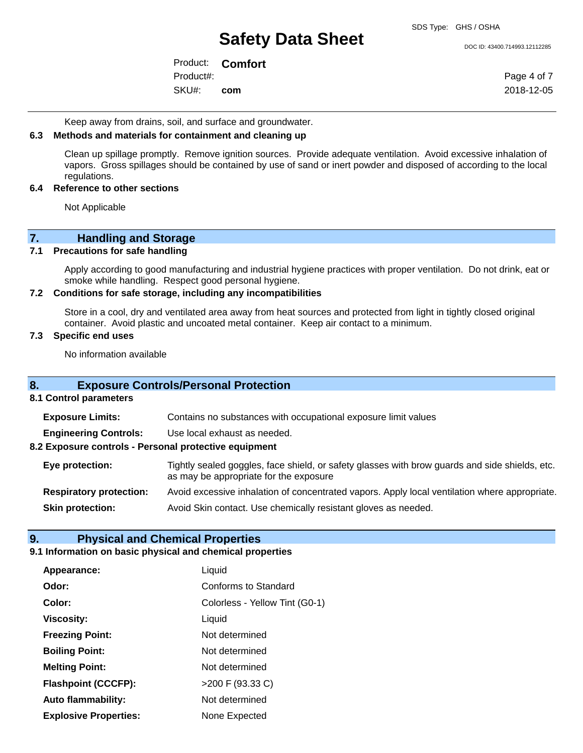Keep away from drains, soil, and surface and groundwater.

### 6.3 Methods and materials for containment and cleaning up

Clean up spillage promptly. Remove ignition sources. Provide adequate ventilation. Avoid excessive inhalation of vapors. Gross spillages should be contained by use of sand or inert powder and disposed of according to the local regulations.

### 6.4 Reference to other sections

Not Applicable

## 7. Handling and Storage

### 7.1 Precautions for safe handling

Apply according to good manufacturing and industrial hygiene practices with proper ventilation. Do not drink, eat or smoke while handling. Respect good personal hygiene.

### 7.2 Conditions for safe storage, including any incompatibilities

Store in a cool, dry and ventilated area away from heat sources and protected from light in tightly closed original container. Avoid plastic and uncoated metal container. Keep air contact to a minimum.

### 7.3 Specific end uses

No information available

## 8. Exposure Controls/Personal Protection

### 8.1 Control parameters

**Exposure Limits:** Contains no substances with occupational exposure limit values

**Engineering Controls:** Use local exhaust as needed.

### 8.2 Exposure controls - Personal protective equipment

**Eye protection:** Tightly sealed goggles, face shield, or safety glasses with brow guards and side shields, etc. as may be appropriate for the exposure

**Respiratory protection:** Avoid excessive inhalation of concentrated vapors. Apply local ventilation where appropriate.

**Skin protection:** Avoid Skin contact. Use chemically resistant gloves as needed.

## 9. Physical and Chemical Properties

### 9.1 Information on basic physical and chemical properties

| Property | Value |
|---|---|
| **Appearance:** | Liquid |
| **Odor:** | Conforms to Standard |
| **Color:** | Colorless - Yellow Tint (G0-1) |
| **Viscosity:** | Liquid |
| **Freezing Point:** | Not determined |
| **Boiling Point:** | Not determined |
| **Melting Point:** | Not determined |
| **Flashpoint (CCCFP):** | >200 F (93.33 C) |
| **Auto flammability:** | Not determined |
| **Explosive Properties:** | None Expected |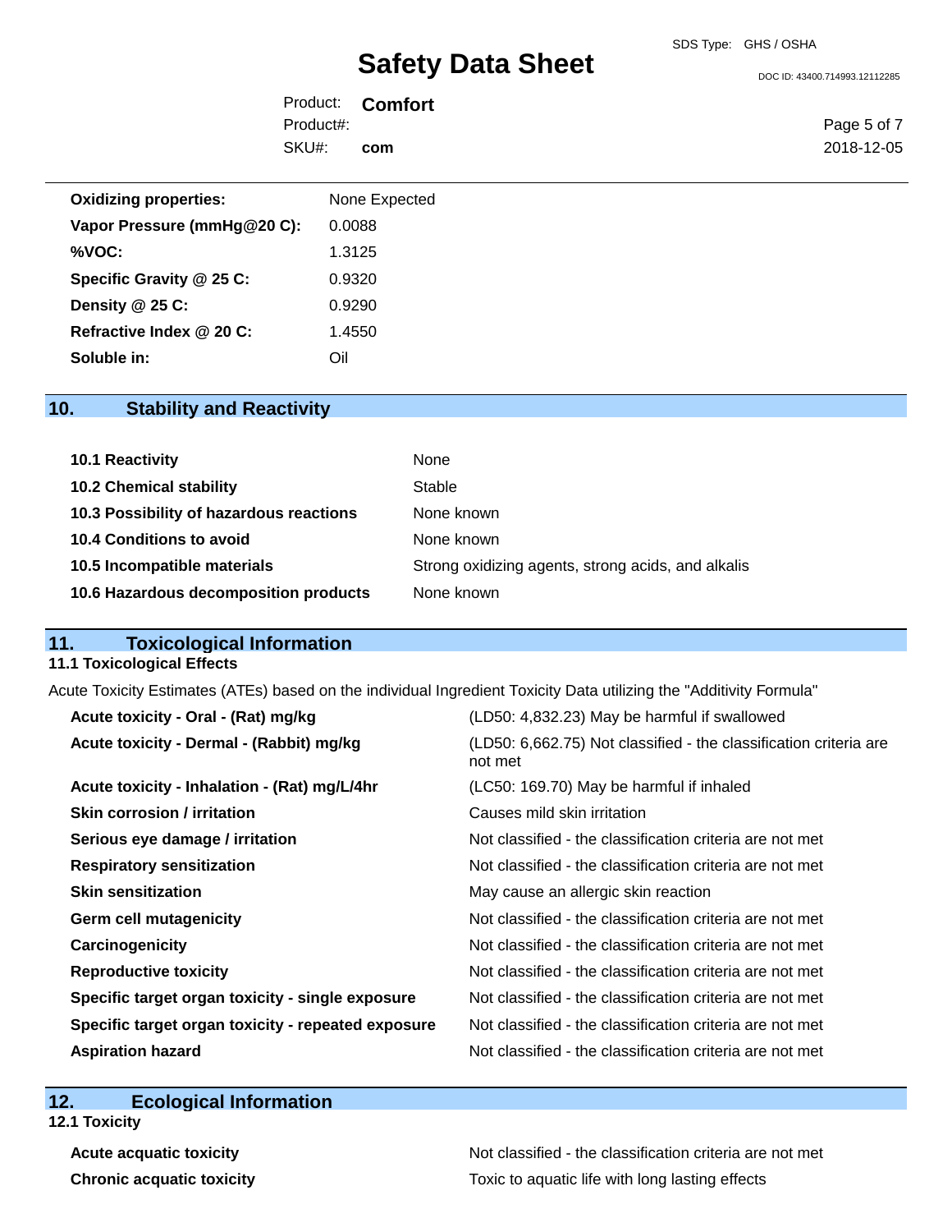| | |
|---|---|
| **Oxidizing properties:** | None Expected |
| **Vapor Pressure (mmHg@20 C):** | 0.0088 |
| **%VOC:** | 1.3125 |
| **Specific Gravity @ 25 C:** | 0.9320 |
| **Density @ 25 C:** | 0.9290 |
| **Refractive Index @ 20 C:** | 1.4550 |
| **Soluble in:** | Oil |

## 10. Stability and Reactivity

| | |
|---|---|
| **10.1 Reactivity** | None |
| **10.2 Chemical stability** | Stable |
| **10.3 Possibility of hazardous reactions** | None known |
| **10.4 Conditions to avoid** | None known |
| **10.5 Incompatible materials** | Strong oxidizing agents, strong acids, and alkalis |
| **10.6 Hazardous decomposition products** | None known |

## 11. Toxicological Information

### 11.1 Toxicological Effects

Acute Toxicity Estimates (ATEs) based on the individual Ingredient Toxicity Data utilizing the "Additivity Formula"

| | |
|---|---|
| **Acute toxicity - Oral - (Rat) mg/kg** | (LD50: 4,832.23) May be harmful if swallowed |
| **Acute toxicity - Dermal - (Rabbit) mg/kg** | (LD50: 6,662.75) Not classified - the classification criteria are not met |
| **Acute toxicity - Inhalation - (Rat) mg/L/4hr** | (LC50: 169.70) May be harmful if inhaled |
| **Skin corrosion / irritation** | Causes mild skin irritation |
| **Serious eye damage / irritation** | Not classified - the classification criteria are not met |
| **Respiratory sensitization** | Not classified - the classification criteria are not met |
| **Skin sensitization** | May cause an allergic skin reaction |
| **Germ cell mutagenicity** | Not classified - the classification criteria are not met |
| **Carcinogenicity** | Not classified - the classification criteria are not met |
| **Reproductive toxicity** | Not classified - the classification criteria are not met |
| **Specific target organ toxicity - single exposure** | Not classified - the classification criteria are not met |
| **Specific target organ toxicity - repeated exposure** | Not classified - the classification criteria are not met |
| **Aspiration hazard** | Not classified - the classification criteria are not met |

## 12. Ecological Information

### 12.1 Toxicity

| | |
|---|---|
| **Acute acquatic toxicity** | Not classified - the classification criteria are not met |
| **Chronic acquatic toxicity** | Toxic to aquatic life with long lasting effects |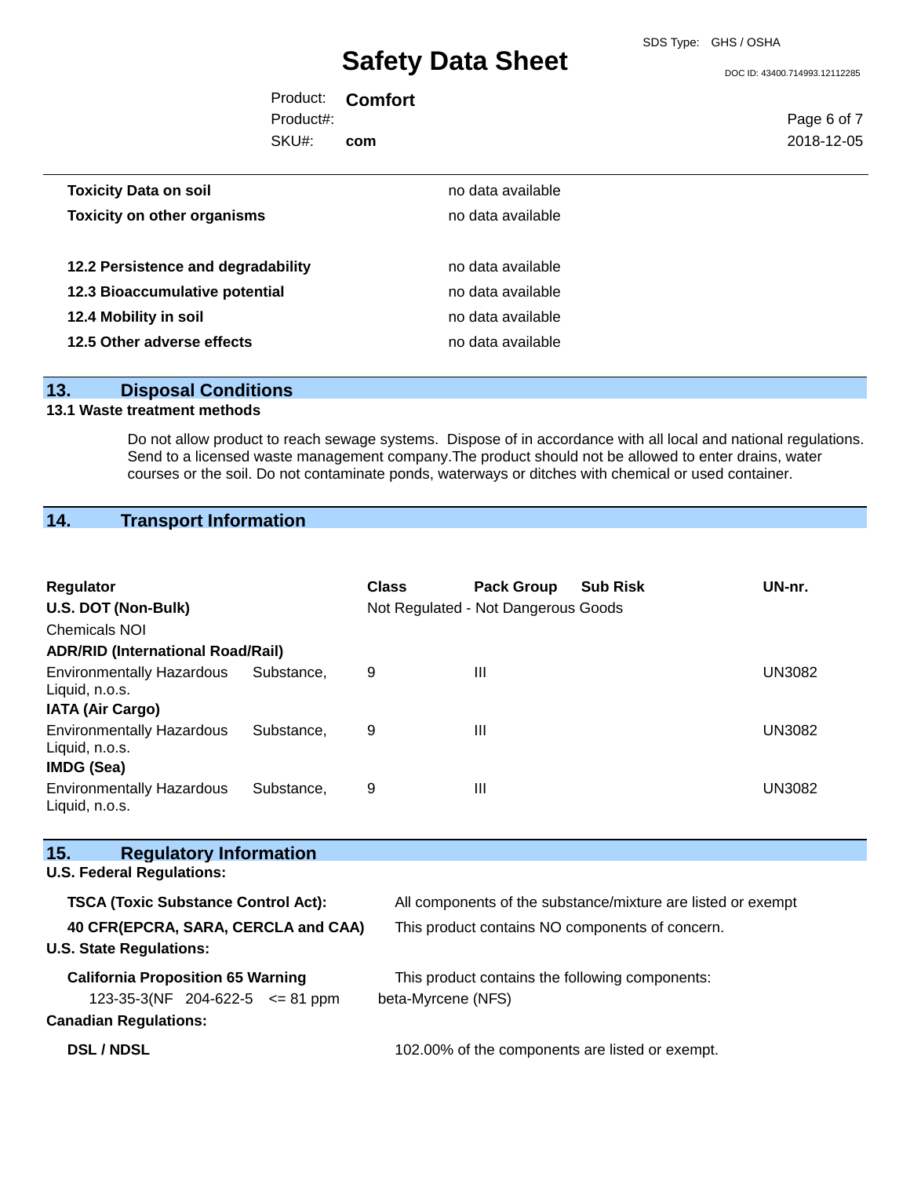| | |
|---|---|
| **Toxicity Data on soil** | no data available |
| **Toxicity on other organisms** | no data available |
| **12.2 Persistence and degradability** | no data available |
| **12.3 Bioaccumulative potential** | no data available |
| **12.4 Mobility in soil** | no data available |
| **12.5 Other adverse effects** | no data available |

## 13. Disposal Conditions

### 13.1 Waste treatment methods

Do not allow product to reach sewage systems. Dispose of in accordance with all local and national regulations. Send to a licensed waste management company.The product should not be allowed to enter drains, water courses or the soil. Do not contaminate ponds, waterways or ditches with chemical or used container.

## 14. Transport Information

| Regulator | Class | Pack Group | Sub Risk | UN-nr. |
|---|---|---|---|---|
| **U.S. DOT (Non-Bulk)** | Not Regulated - Not Dangerous Goods | | | |
| Chemicals NOI | | | | |
| **ADR/RID (International Road/Rail)** | | | | |
| Environmentally Hazardous Substance, Liquid, n.o.s. | 9 | III | | UN3082 |
| **IATA (Air Cargo)** | | | | |
| Environmentally Hazardous Substance, Liquid, n.o.s. | 9 | III | | UN3082 |
| **IMDG (Sea)** | | | | |
| Environmentally Hazardous Substance, Liquid, n.o.s. | 9 | III | | UN3082 |

## 15. Regulatory Information

**U.S. Federal Regulations:**

| | |
|---|---|
| **TSCA (Toxic Substance Control Act):** | All components of the substance/mixture are listed or exempt |
| **40 CFR(EPCRA, SARA, CERCLA and CAA)** | This product contains NO components of concern. |

**U.S. State Regulations:**

| | |
|---|---|
| **California Proposition 65 Warning** | This product contains the following components: |
| 123-35-3(NF 204-622-5 <= 81 ppm | beta-Myrcene (NFS) |

**Canadian Regulations:**

| | |
|---|---|
| **DSL / NDSL** | 102.00% of the components are listed or exempt. |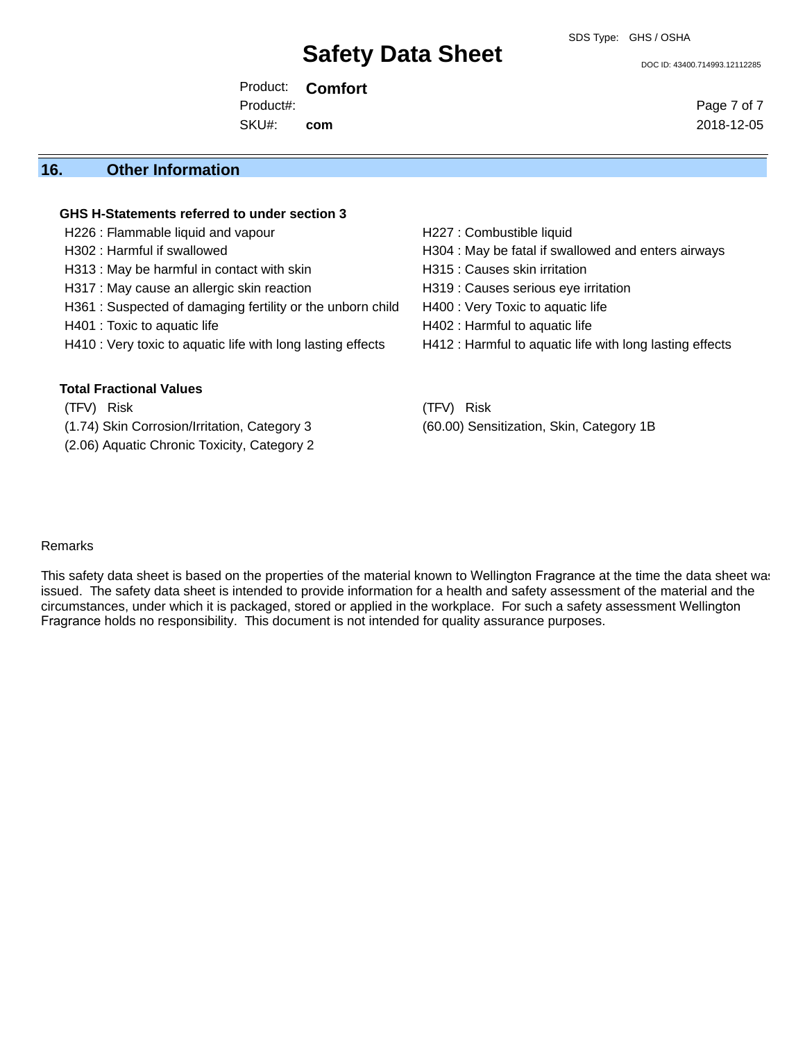## 16. Other Information

**GHS H-Statements referred to under section 3**

H226 : Flammable liquid and vapour
H302 : Harmful if swallowed
H313 : May be harmful in contact with skin
H317 : May cause an allergic skin reaction
H361 : Suspected of damaging fertility or the unborn child
H401 : Toxic to aquatic life
H410 : Very toxic to aquatic life with long lasting effects
H227 : Combustible liquid
H304 : May be fatal if swallowed and enters airways
H315 : Causes skin irritation
H319 : Causes serious eye irritation
H400 : Very Toxic to aquatic life
H402 : Harmful to aquatic life
H412 : Harmful to aquatic life with long lasting effects

**Total Fractional Values**

| (TFV) | Risk |
|---|---|
| (1.74) | Skin Corrosion/Irritation, Category 3 |
| (2.06) | Aquatic Chronic Toxicity, Category 2 |
| (60.00) | Sensitization, Skin, Category 1B |

Remarks

This safety data sheet is based on the properties of the material known to Wellington Fragrance at the time the data sheet was issued. The safety data sheet is intended to provide information for a health and safety assessment of the material and the circumstances, under which it is packaged, stored or applied in the workplace. For such a safety assessment Wellington Fragrance holds no responsibility. This document is not intended for quality assurance purposes.